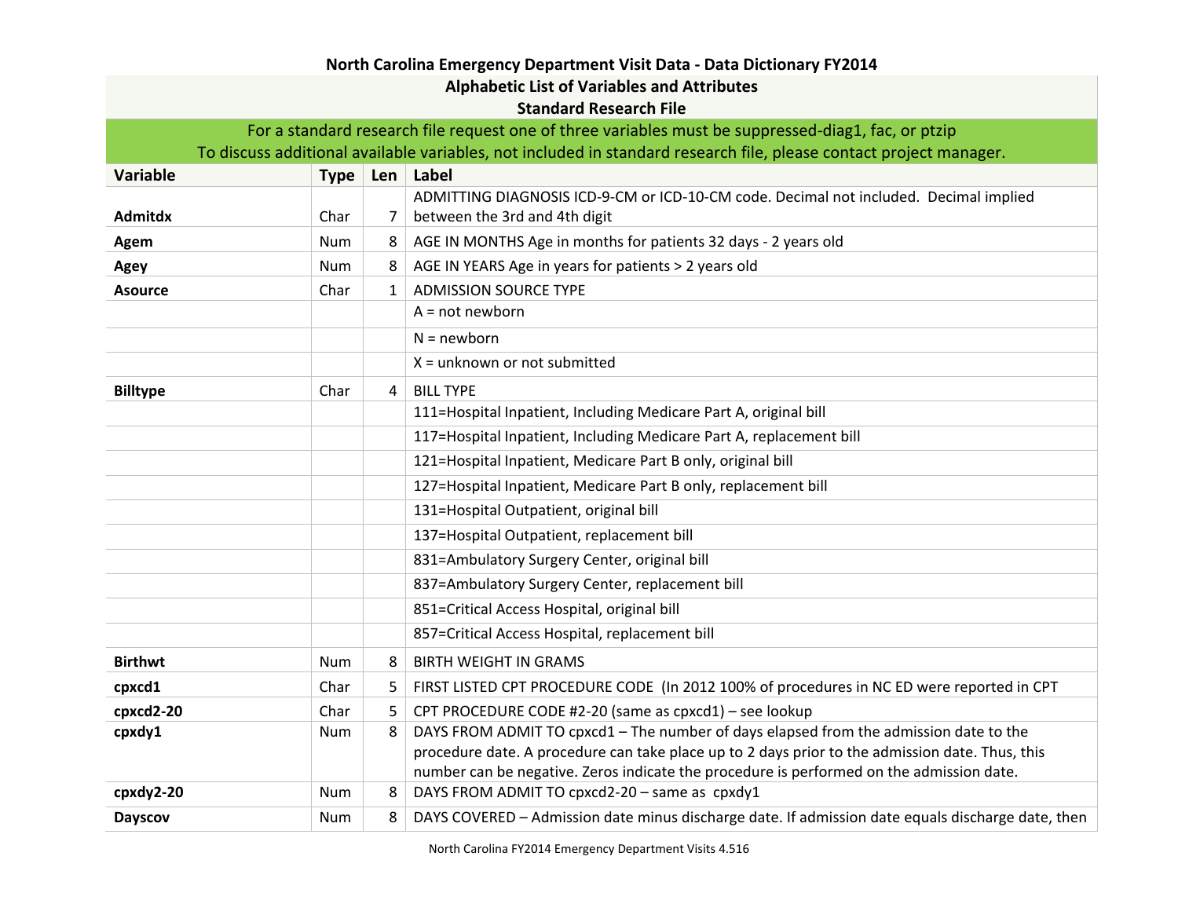# North Carolina Emergency Department Visit Data - Data Dictionary FY2014

## Alphabetic List of Variables and Attributes

### Standard Research File

For a standard research file request one of three variables must be suppressed-diag1, fac, or ptzip
To discuss additional available variables, not included in standard research file, please contact project manager.

| Variable | Type | Len | Label |
|---|---|---|---|
| **Admitdx** | Char | 7 | ADMITTING DIAGNOSIS ICD-9-CM or ICD-10-CM code. Decimal not included. Decimal implied between the 3rd and 4th digit |
| **Agem** | Num | 8 | AGE IN MONTHS Age in months for patients 32 days - 2 years old |
| **Agey** | Num | 8 | AGE IN YEARS Age in years for patients > 2 years old |
| **Asource** | Char | 1 | ADMISSION SOURCE TYPE |
| | | | A = not newborn |
| | | | N = newborn |
| | | | X = unknown or not submitted |
| **Billtype** | Char | 4 | BILL TYPE |
| | | | 111=Hospital Inpatient, Including Medicare Part A, original bill |
| | | | 117=Hospital Inpatient, Including Medicare Part A, replacement bill |
| | | | 121=Hospital Inpatient, Medicare Part B only, original bill |
| | | | 127=Hospital Inpatient, Medicare Part B only, replacement bill |
| | | | 131=Hospital Outpatient, original bill |
| | | | 137=Hospital Outpatient, replacement bill |
| | | | 831=Ambulatory Surgery Center, original bill |
| | | | 837=Ambulatory Surgery Center, replacement bill |
| | | | 851=Critical Access Hospital, original bill |
| | | | 857=Critical Access Hospital, replacement bill |
| **Birthwt** | Num | 8 | BIRTH WEIGHT IN GRAMS |
| **cpxcd1** | Char | 5 | FIRST LISTED CPT PROCEDURE CODE (In 2012 100% of procedures in NC ED were reported in CPT |
| **cpxcd2-20** | Char | 5 | CPT PROCEDURE CODE #2-20 (same as cpxcd1) – see lookup |
| **cpxdy1** | Num | 8 | DAYS FROM ADMIT TO cpxcd1 – The number of days elapsed from the admission date to the procedure date. A procedure can take place up to 2 days prior to the admission date. Thus, this number can be negative. Zeros indicate the procedure is performed on the admission date. |
| **cpxdy2-20** | Num | 8 | DAYS FROM ADMIT TO cpxcd2-20 – same as cpxdy1 |
| **Dayscov** | Num | 8 | DAYS COVERED – Admission date minus discharge date. If admission date equals discharge date, then |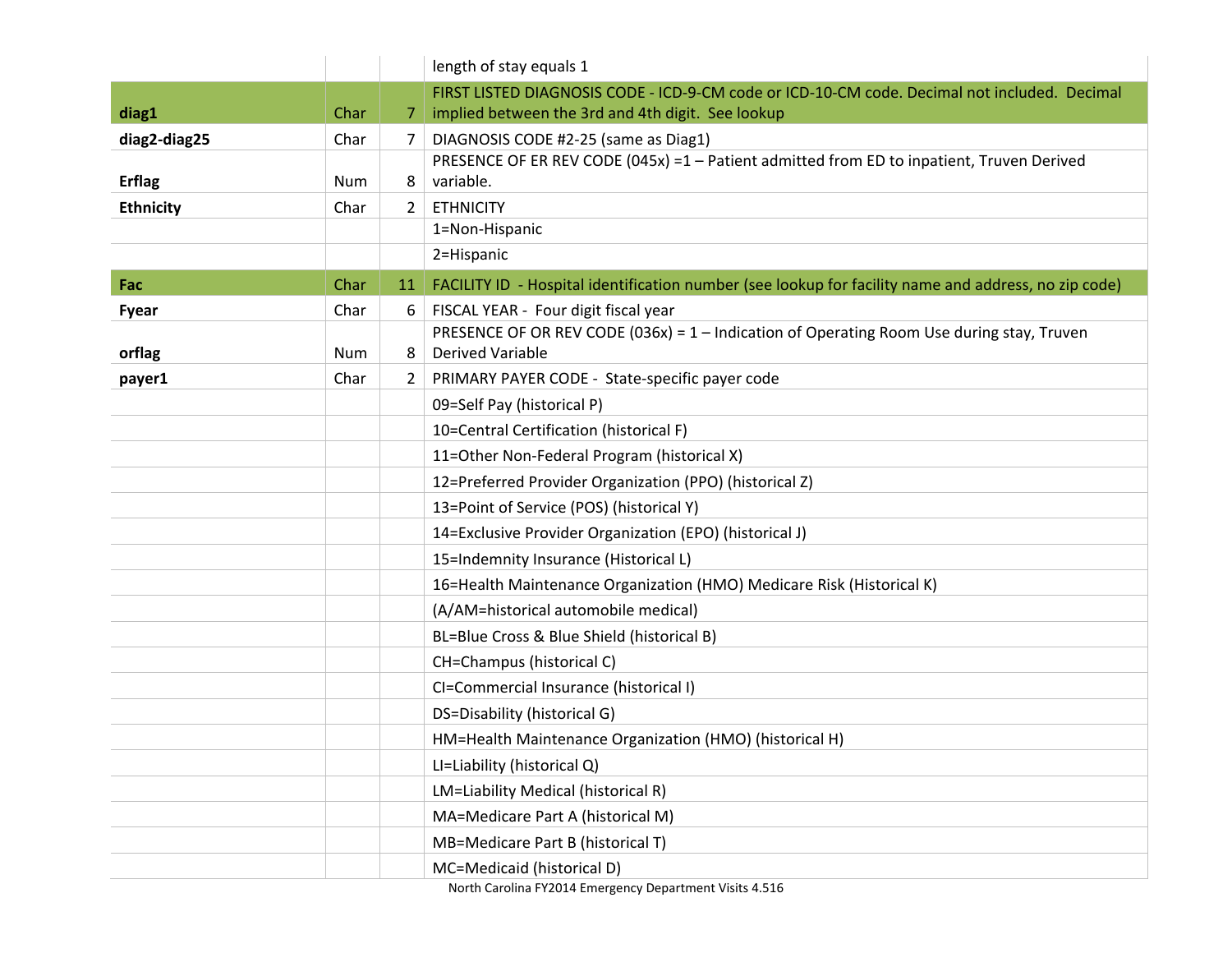| | | | length of stay equals 1 |
|---|---|---|---|
| **diag1** | Char | 7 | FIRST LISTED DIAGNOSIS CODE - ICD-9-CM code or ICD-10-CM code. Decimal not included. Decimal implied between the 3rd and 4th digit. See lookup |
| **diag2-diag25** | Char | 7 | DIAGNOSIS CODE #2-25 (same as Diag1) |
| **Erflag** | Num | 8 | PRESENCE OF ER REV CODE (045x) =1 – Patient admitted from ED to inpatient, Truven Derived variable. |
| **Ethnicity** | Char | 2 | ETHNICITY |
| | | | 1=Non-Hispanic |
| | | | 2=Hispanic |
| **Fac** | Char | 11 | FACILITY ID - Hospital identification number (see lookup for facility name and address, no zip code) |
| **Fyear** | Char | 6 | FISCAL YEAR - Four digit fiscal year |
| **orflag** | Num | 8 | PRESENCE OF OR REV CODE (036x) = 1 – Indication of Operating Room Use during stay, Truven Derived Variable |
| **payer1** | Char | 2 | PRIMARY PAYER CODE - State-specific payer code |
| | | | 09=Self Pay (historical P) |
| | | | 10=Central Certification (historical F) |
| | | | 11=Other Non-Federal Program (historical X) |
| | | | 12=Preferred Provider Organization (PPO) (historical Z) |
| | | | 13=Point of Service (POS) (historical Y) |
| | | | 14=Exclusive Provider Organization (EPO) (historical J) |
| | | | 15=Indemnity Insurance (Historical L) |
| | | | 16=Health Maintenance Organization (HMO) Medicare Risk (Historical K) |
| | | | (A/AM=historical automobile medical) |
| | | | BL=Blue Cross & Blue Shield (historical B) |
| | | | CH=Champus (historical C) |
| | | | CI=Commercial Insurance (historical I) |
| | | | DS=Disability (historical G) |
| | | | HM=Health Maintenance Organization (HMO) (historical H) |
| | | | LI=Liability (historical Q) |
| | | | LM=Liability Medical (historical R) |
| | | | MA=Medicare Part A (historical M) |
| | | | MB=Medicare Part B (historical T) |
| | | | MC=Medicaid (historical D) |

North Carolina FY2014 Emergency Department Visits 4.516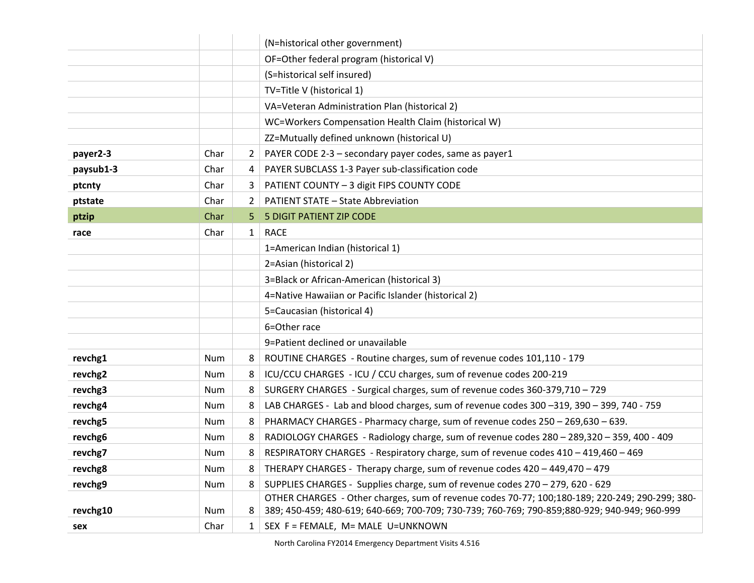| | | | |
|---|---|---|---|
| | | | (N=historical other government) |
| | | | OF=Other federal program (historical V) |
| | | | (S=historical self insured) |
| | | | TV=Title V (historical 1) |
| | | | VA=Veteran Administration Plan (historical 2) |
| | | | WC=Workers Compensation Health Claim (historical W) |
| | | | ZZ=Mutually defined unknown (historical U) |
| **payer2-3** | Char | 2 | PAYER CODE 2-3 – secondary payer codes, same as payer1 |
| **paysub1-3** | Char | 4 | PAYER SUBCLASS 1-3 Payer sub-classification code |
| **ptcnty** | Char | 3 | PATIENT COUNTY – 3 digit FIPS COUNTY CODE |
| **ptstate** | Char | 2 | PATIENT STATE – State Abbreviation |
| **ptzip** | Char | 5 | 5 DIGIT PATIENT ZIP CODE |
| **race** | Char | 1 | RACE |
| | | | 1=American Indian (historical 1) |
| | | | 2=Asian (historical 2) |
| | | | 3=Black or African-American (historical 3) |
| | | | 4=Native Hawaiian or Pacific Islander (historical 2) |
| | | | 5=Caucasian (historical 4) |
| | | | 6=Other race |
| | | | 9=Patient declined or unavailable |
| **revchg1** | Num | 8 | ROUTINE CHARGES - Routine charges, sum of revenue codes 101,110 - 179 |
| **revchg2** | Num | 8 | ICU/CCU CHARGES - ICU / CCU charges, sum of revenue codes 200-219 |
| **revchg3** | Num | 8 | SURGERY CHARGES - Surgical charges, sum of revenue codes 360-379,710 – 729 |
| **revchg4** | Num | 8 | LAB CHARGES - Lab and blood charges, sum of revenue codes 300 –319, 390 – 399, 740 - 759 |
| **revchg5** | Num | 8 | PHARMACY CHARGES - Pharmacy charge, sum of revenue codes 250 – 269,630 – 639. |
| **revchg6** | Num | 8 | RADIOLOGY CHARGES - Radiology charge, sum of revenue codes 280 – 289,320 – 359, 400 - 409 |
| **revchg7** | Num | 8 | RESPIRATORY CHARGES - Respiratory charge, sum of revenue codes 410 – 419,460 – 469 |
| **revchg8** | Num | 8 | THERAPY CHARGES - Therapy charge, sum of revenue codes 420 – 449,470 – 479 |
| **revchg9** | Num | 8 | SUPPLIES CHARGES - Supplies charge, sum of revenue codes 270 – 279, 620 - 629 |
| **revchg10** | Num | 8 | OTHER CHARGES - Other charges, sum of revenue codes 70-77; 100;180-189; 220-249; 290-299; 380-389; 450-459; 480-619; 640-669; 700-709; 730-739; 760-769; 790-859;880-929; 940-949; 960-999 |
| **sex** | Char | 1 | SEX F = FEMALE, M= MALE U=UNKNOWN |

North Carolina FY2014 Emergency Department Visits 4.516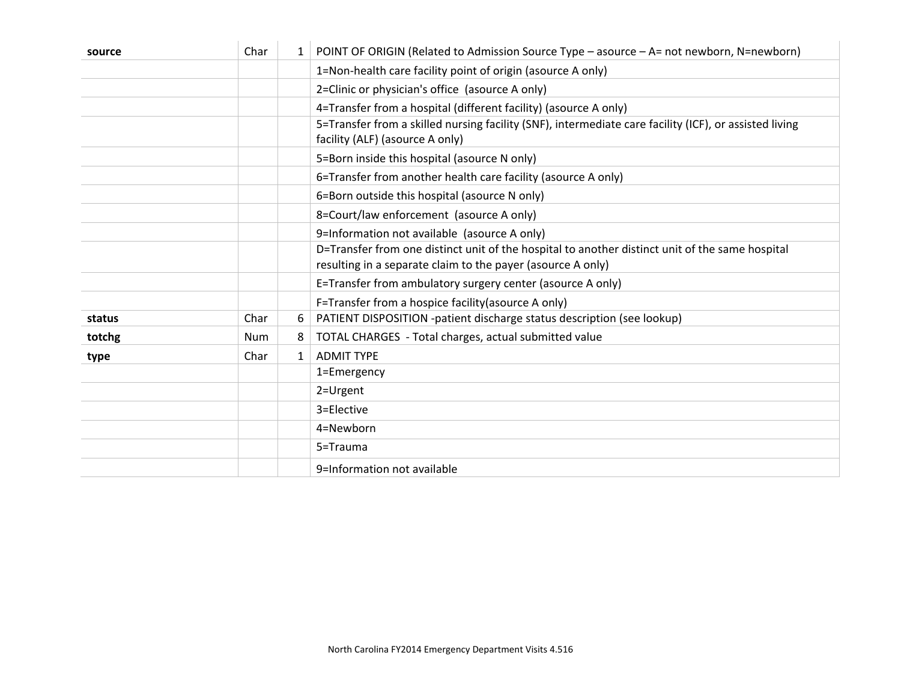| | | | |
|---|---|---|---|
| **source** | Char | 1 | POINT OF ORIGIN (Related to Admission Source Type – asource – A= not newborn, N=newborn) |
| | | | 1=Non-health care facility point of origin (asource A only) |
| | | | 2=Clinic or physician's office (asource A only) |
| | | | 4=Transfer from a hospital (different facility) (asource A only) |
| | | | 5=Transfer from a skilled nursing facility (SNF), intermediate care facility (ICF), or assisted living facility (ALF) (asource A only) |
| | | | 5=Born inside this hospital (asource N only) |
| | | | 6=Transfer from another health care facility (asource A only) |
| | | | 6=Born outside this hospital (asource N only) |
| | | | 8=Court/law enforcement (asource A only) |
| | | | 9=Information not available (asource A only) |
| | | | D=Transfer from one distinct unit of the hospital to another distinct unit of the same hospital resulting in a separate claim to the payer (asource A only) |
| | | | E=Transfer from ambulatory surgery center (asource A only) |
| | | | F=Transfer from a hospice facility(asource A only) |
| **status** | Char | 6 | PATIENT DISPOSITION -patient discharge status description (see lookup) |
| **totchg** | Num | 8 | TOTAL CHARGES - Total charges, actual submitted value |
| **type** | Char | 1 | ADMIT TYPE |
| | | | 1=Emergency |
| | | | 2=Urgent |
| | | | 3=Elective |
| | | | 4=Newborn |
| | | | 5=Trauma |
| | | | 9=Information not available |